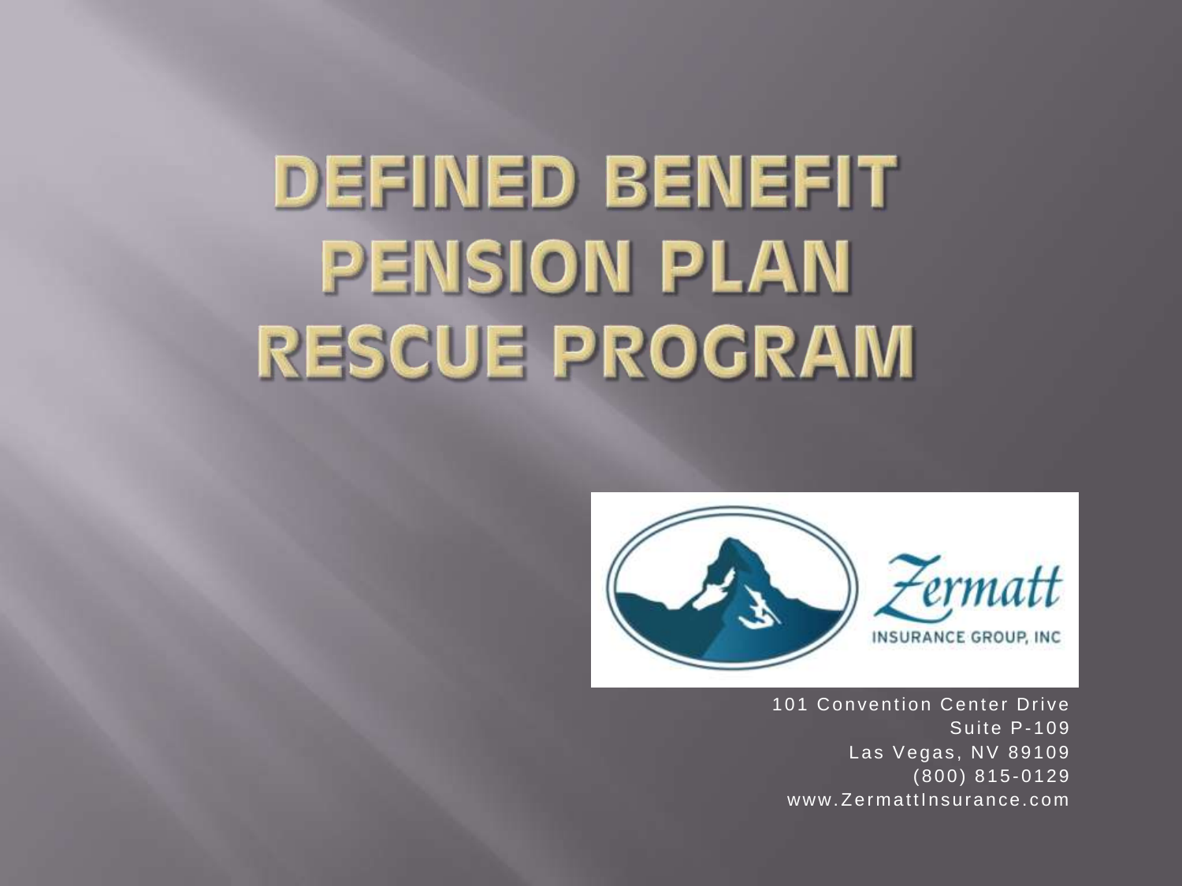# DEFINED BENEFIT PENSION PLAN RESCUE PROGRAM

Zermatt
INSURANCE GROUP, INC

101 Convention Center Drive
Suite P-109
Las Vegas, NV 89109
(800) 815-0129
www.ZermattInsurance.com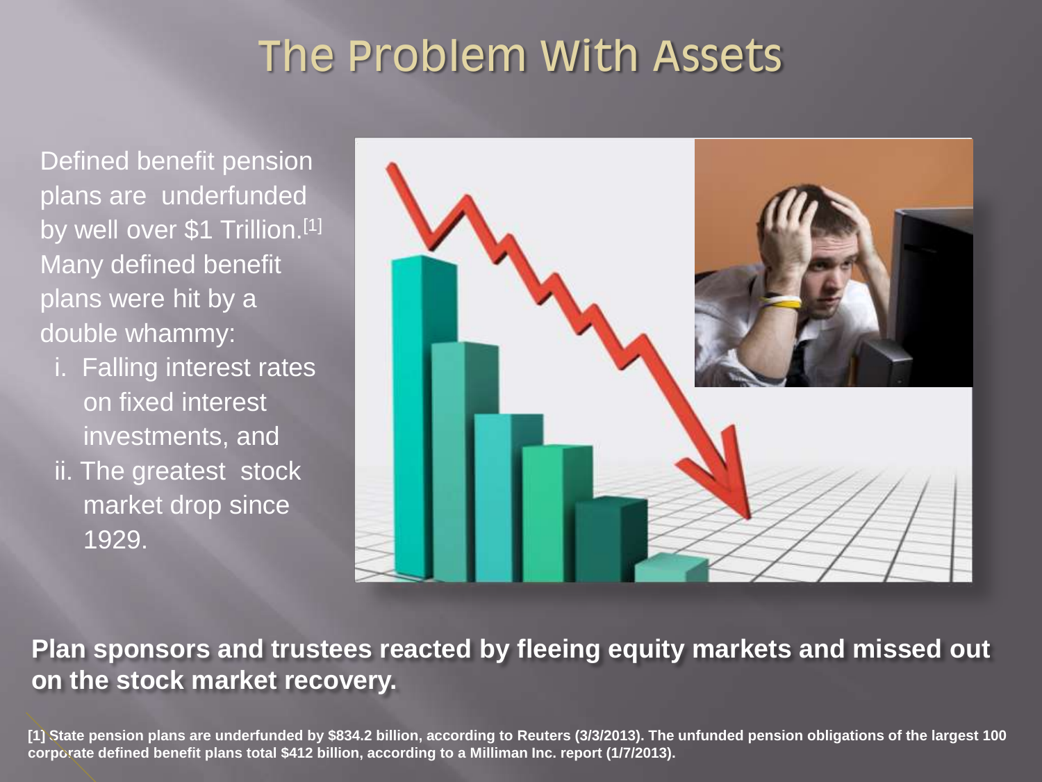# The Problem With Assets

Defined benefit pension plans are underfunded by well over $1 Trillion.[1] Many defined benefit plans were hit by a double whammy:

i. Falling interest rates on fixed interest investments, and
ii. The greatest stock market drop since 1929.

**Plan sponsors and trustees reacted by fleeing equity markets and missed out on the stock market recovery.**

**[1] State pension plans are underfunded by $834.2 billion, according to Reuters (3/3/2013). The unfunded pension obligations of the largest 100 corporate defined benefit plans total $412 billion, according to a Milliman Inc. report (1/7/2013).**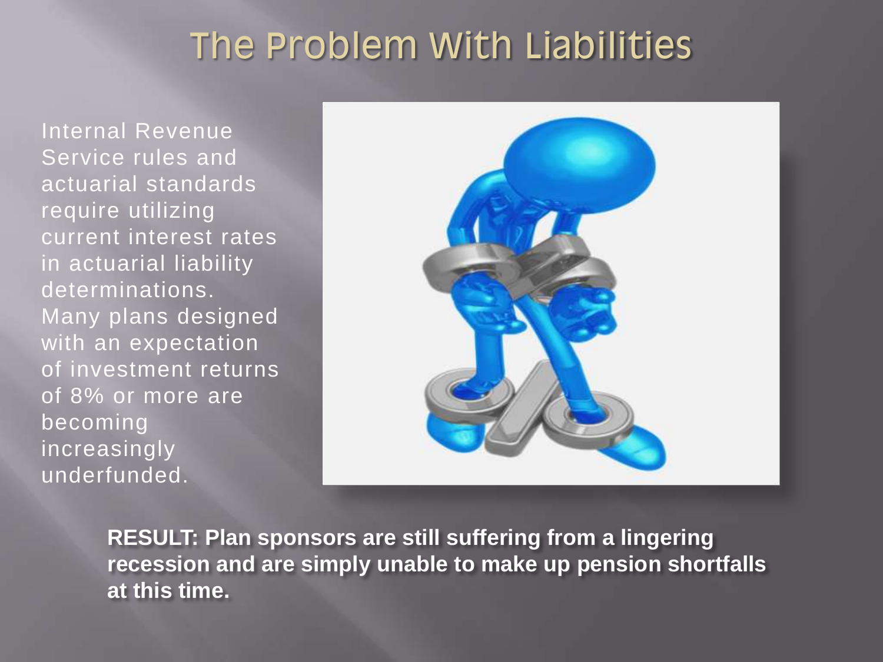# The Problem With Liabilities

Internal Revenue Service rules and actuarial standards require utilizing current interest rates in actuarial liability determinations. Many plans designed with an expectation of investment returns of 8% or more are becoming increasingly underfunded.

**RESULT: Plan sponsors are still suffering from a lingering recession and are simply unable to make up pension shortfalls at this time.**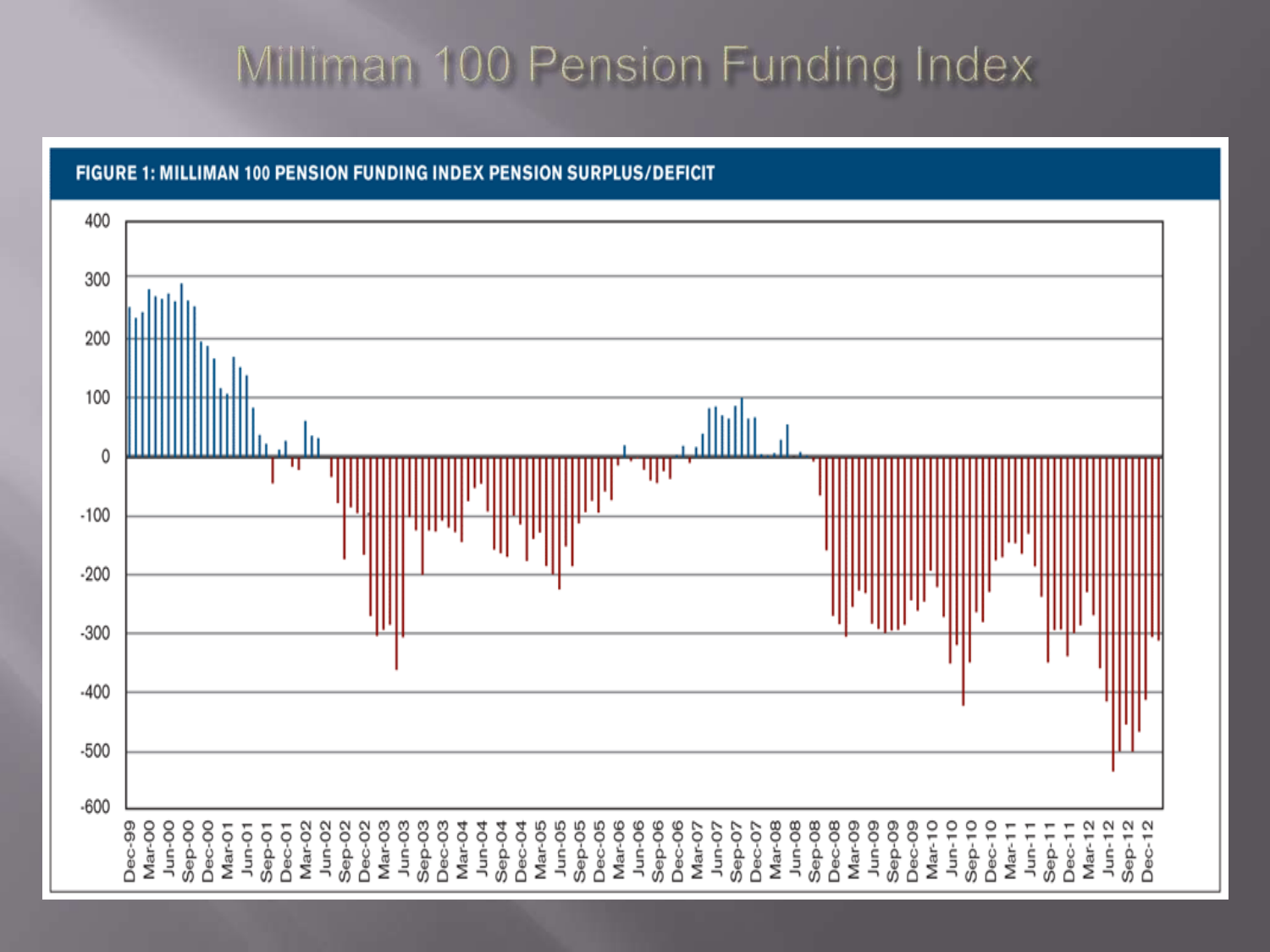# Milliman 100 Pension Funding Index

**FIGURE 1: MILLIMAN 100 PENSION FUNDING INDEX PENSION SURPLUS/DEFICIT**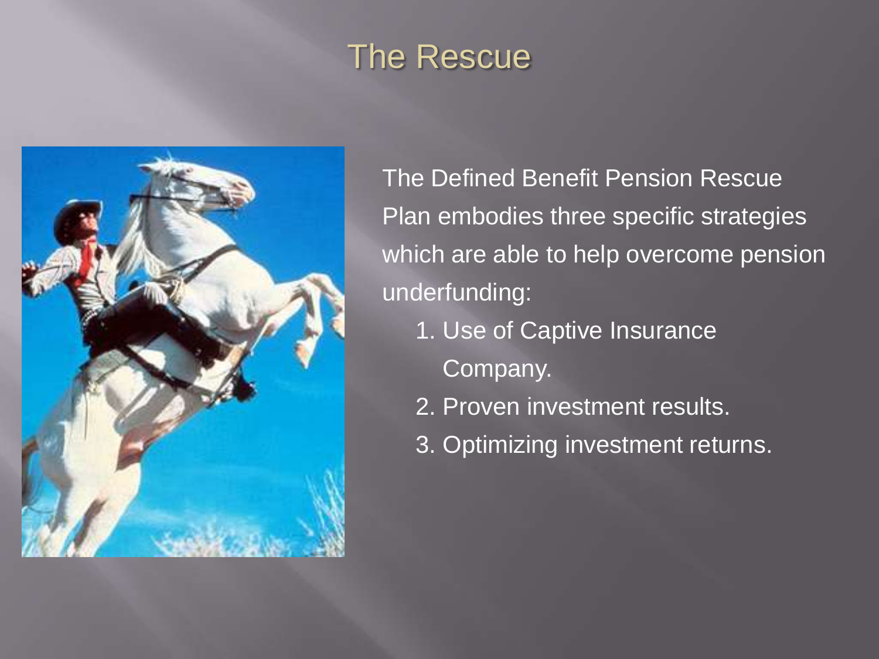# The Rescue

The Defined Benefit Pension Rescue Plan embodies three specific strategies which are able to help overcome pension underfunding:

1. Use of Captive Insurance Company.
2. Proven investment results.
3. Optimizing investment returns.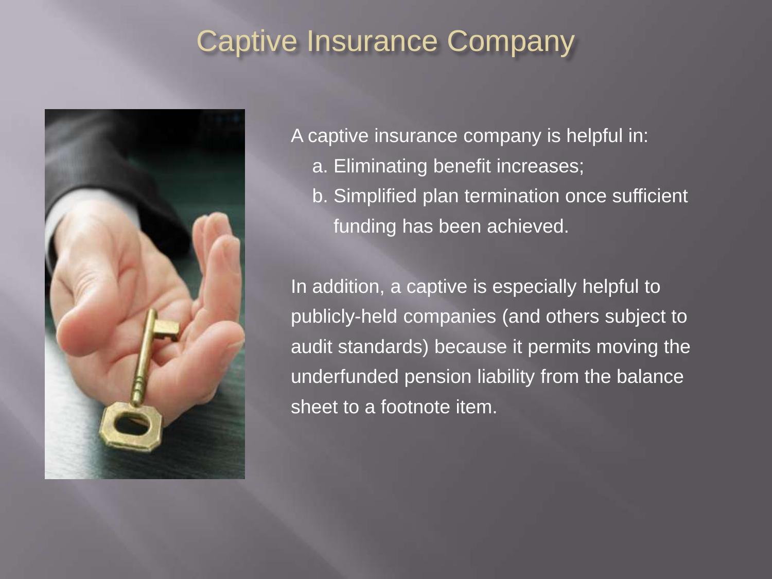# Captive Insurance Company

A captive insurance company is helpful in:

a. Eliminating benefit increases;
b. Simplified plan termination once sufficient funding has been achieved.

In addition, a captive is especially helpful to publicly-held companies (and others subject to audit standards) because it permits moving the underfunded pension liability from the balance sheet to a footnote item.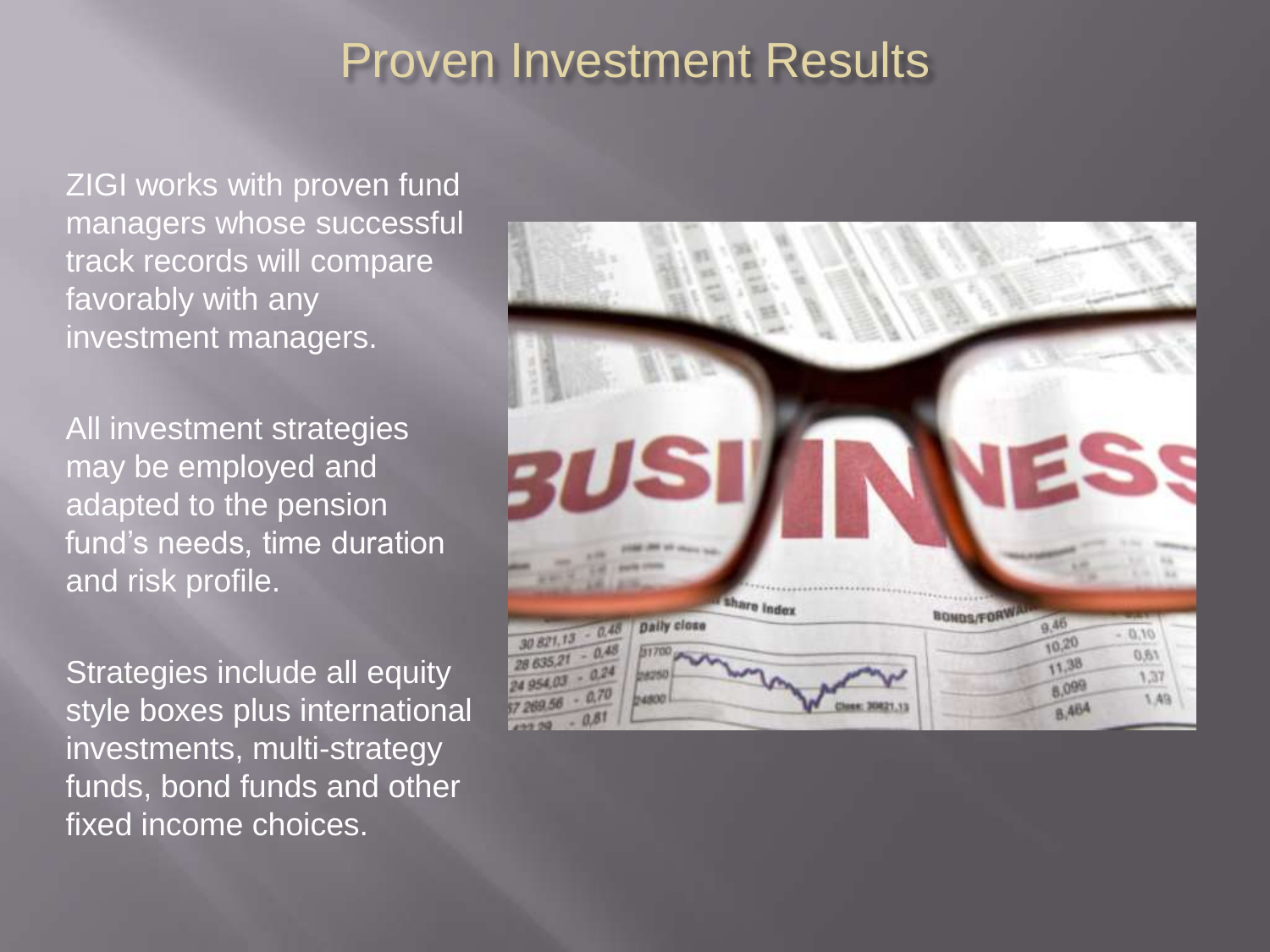# Proven Investment Results

ZIGI works with proven fund managers whose successful track records will compare favorably with any investment managers.

All investment strategies may be employed and adapted to the pension fund's needs, time duration and risk profile.

Strategies include all equity style boxes plus international investments, multi-strategy funds, bond funds and other fixed income choices.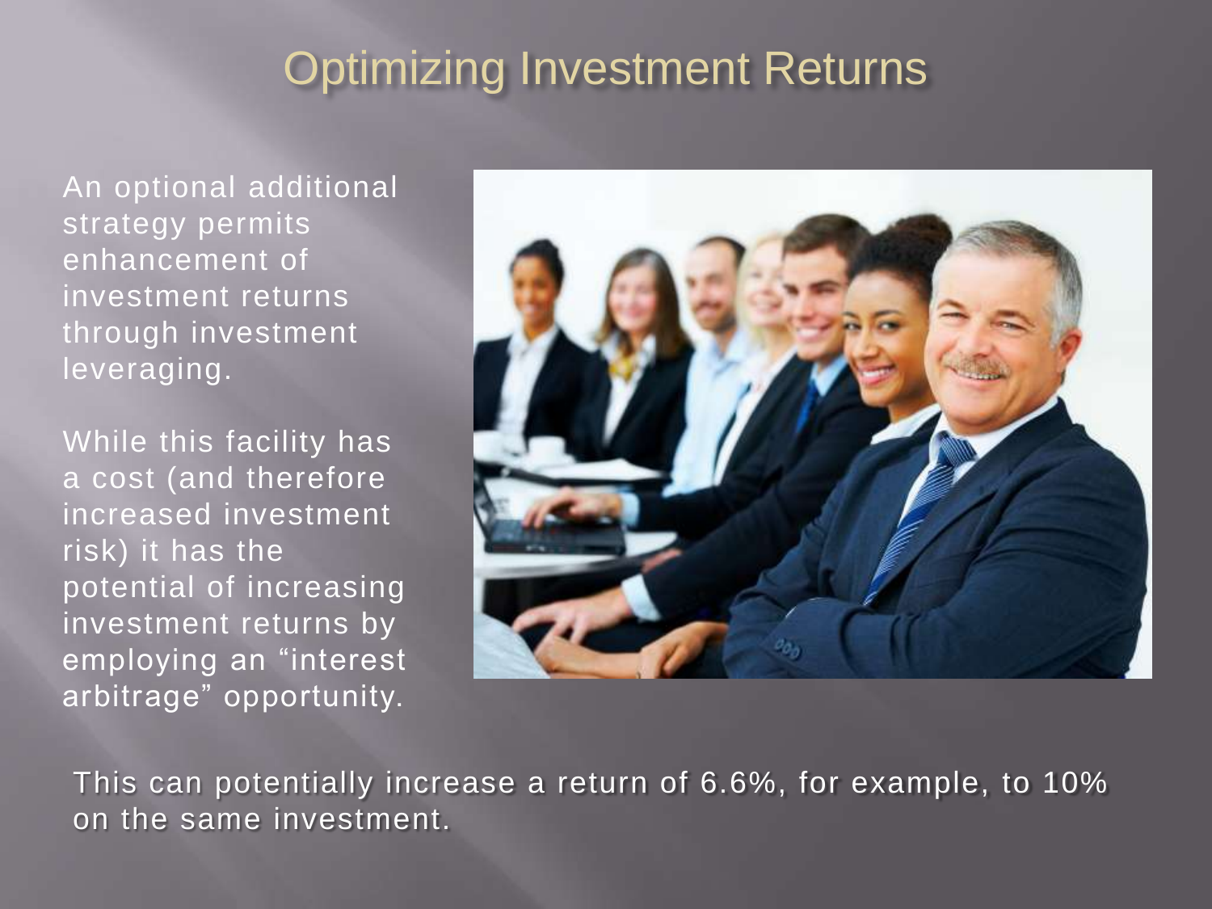# Optimizing Investment Returns

An optional additional strategy permits enhancement of investment returns through investment leveraging.

While this facility has a cost (and therefore increased investment risk) it has the potential of increasing investment returns by employing an “interest arbitrage” opportunity.

This can potentially increase a return of 6.6%, for example, to 10% on the same investment.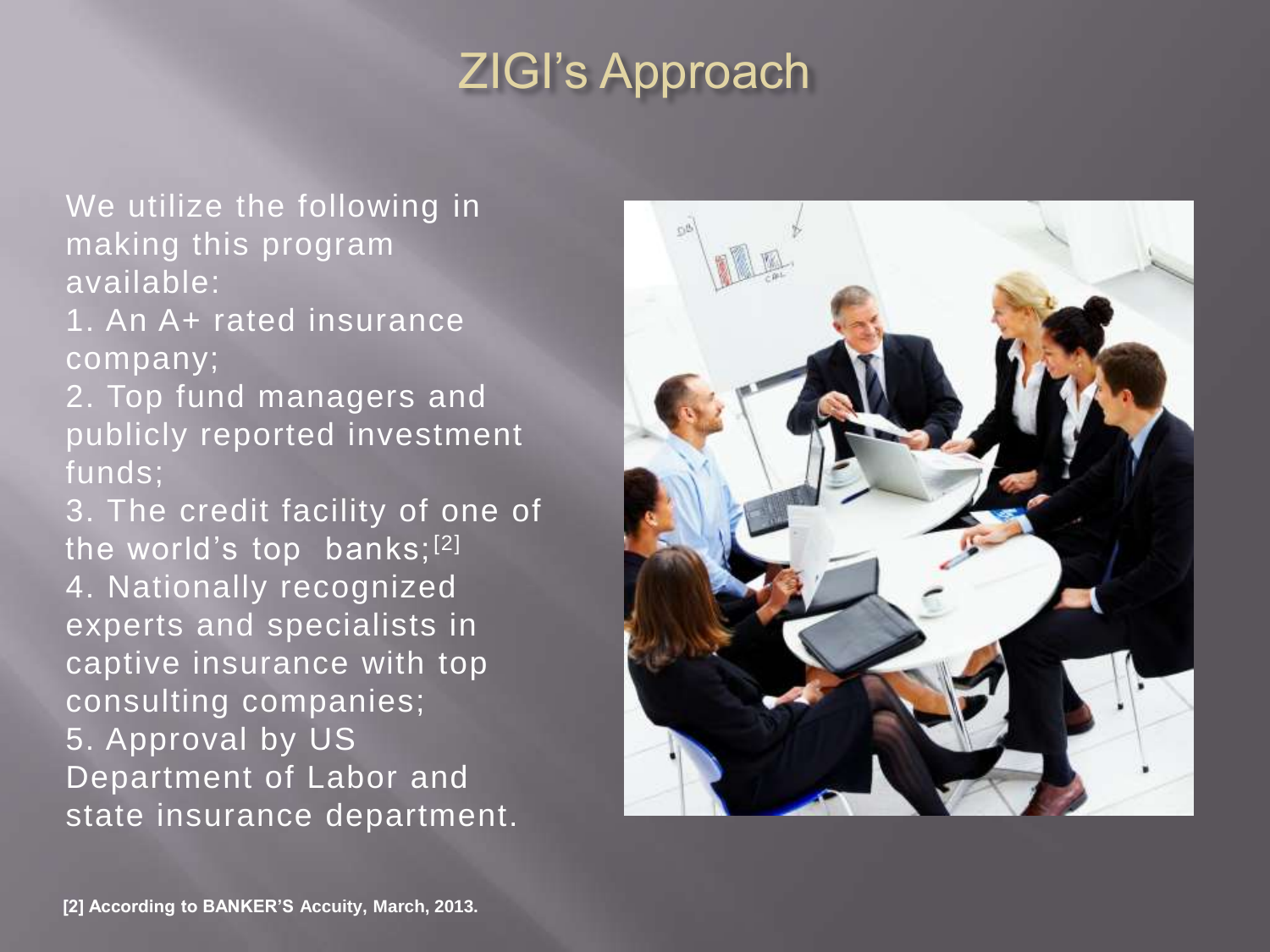# ZIGI's Approach

We utilize the following in making this program available:

1. An A+ rated insurance company;
2. Top fund managers and publicly reported investment funds;
3. The credit facility of one of the world's top banks;[2]
4. Nationally recognized experts and specialists in captive insurance with top consulting companies;
5. Approval by US Department of Labor and state insurance department.

**[2] According to BANKER'S Accuity, March, 2013.**